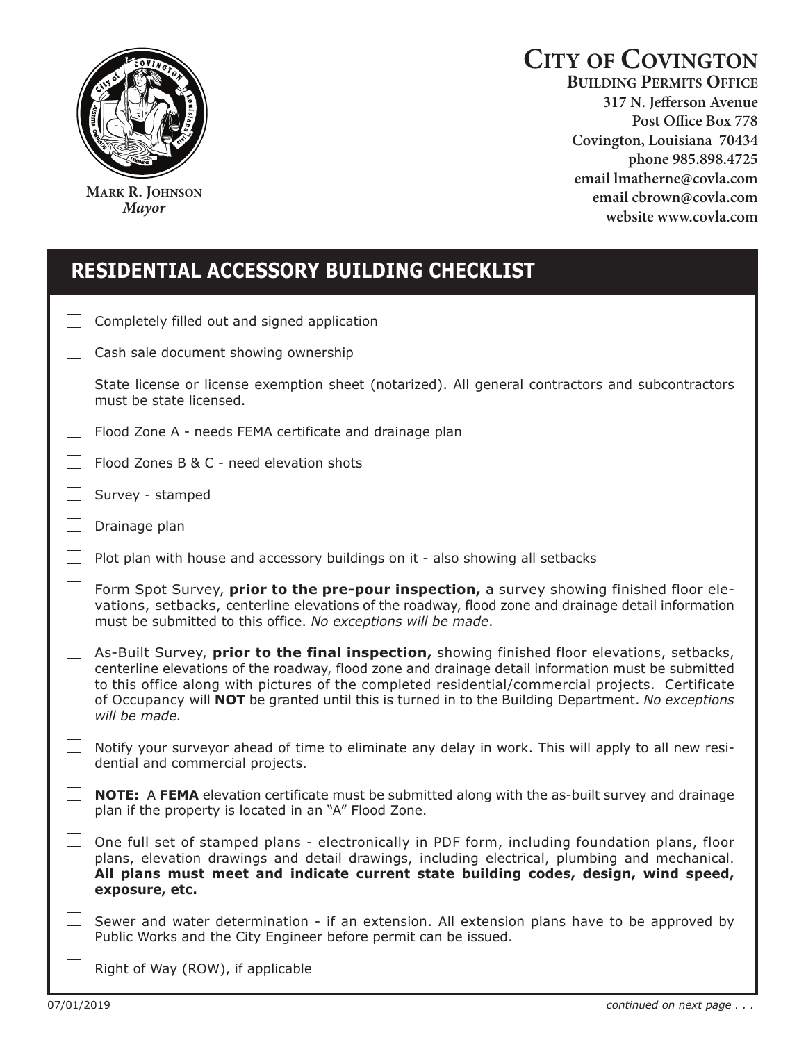# City of Covington

**Building Permits Office**
317 N. Jefferson Avenue
Post Office Box 778
Covington, Louisiana 70434
phone 985.898.4725
email lmatherne@covla.com
email cbrown@covla.com
website www.covla.com

**Mark R. Johnson**
*Mayor*

## RESIDENTIAL ACCESSORY BUILDING CHECKLIST

- [ ] Completely filled out and signed application
- [ ] Cash sale document showing ownership
- [ ] State license or license exemption sheet (notarized). All general contractors and subcontractors must be state licensed.
- [ ] Flood Zone A - needs FEMA certificate and drainage plan
- [ ] Flood Zones B & C - need elevation shots
- [ ] Survey - stamped
- [ ] Drainage plan
- [ ] Plot plan with house and accessory buildings on it - also showing all setbacks
- [ ] Form Spot Survey, **prior to the pre-pour inspection,** a survey showing finished floor elevations, setbacks, centerline elevations of the roadway, flood zone and drainage detail information must be submitted to this office. *No exceptions will be made*.
- [ ] As-Built Survey, **prior to the final inspection,** showing finished floor elevations, setbacks, centerline elevations of the roadway, flood zone and drainage detail information must be submitted to this office along with pictures of the completed residential/commercial projects. Certificate of Occupancy will **NOT** be granted until this is turned in to the Building Department. *No exceptions will be made.*
- [ ] Notify your surveyor ahead of time to eliminate any delay in work. This will apply to all new residential and commercial projects.
- [ ] **NOTE:** A **FEMA** elevation certificate must be submitted along with the as-built survey and drainage plan if the property is located in an "A" Flood Zone.
- [ ] One full set of stamped plans - electronically in PDF form, including foundation plans, floor plans, elevation drawings and detail drawings, including electrical, plumbing and mechanical. **All plans must meet and indicate current state building codes, design, wind speed, exposure, etc.**
- [ ] Sewer and water determination - if an extension. All extension plans have to be approved by Public Works and the City Engineer before permit can be issued.
- [ ] Right of Way (ROW), if applicable

07/01/2019

*continued on next page . . .*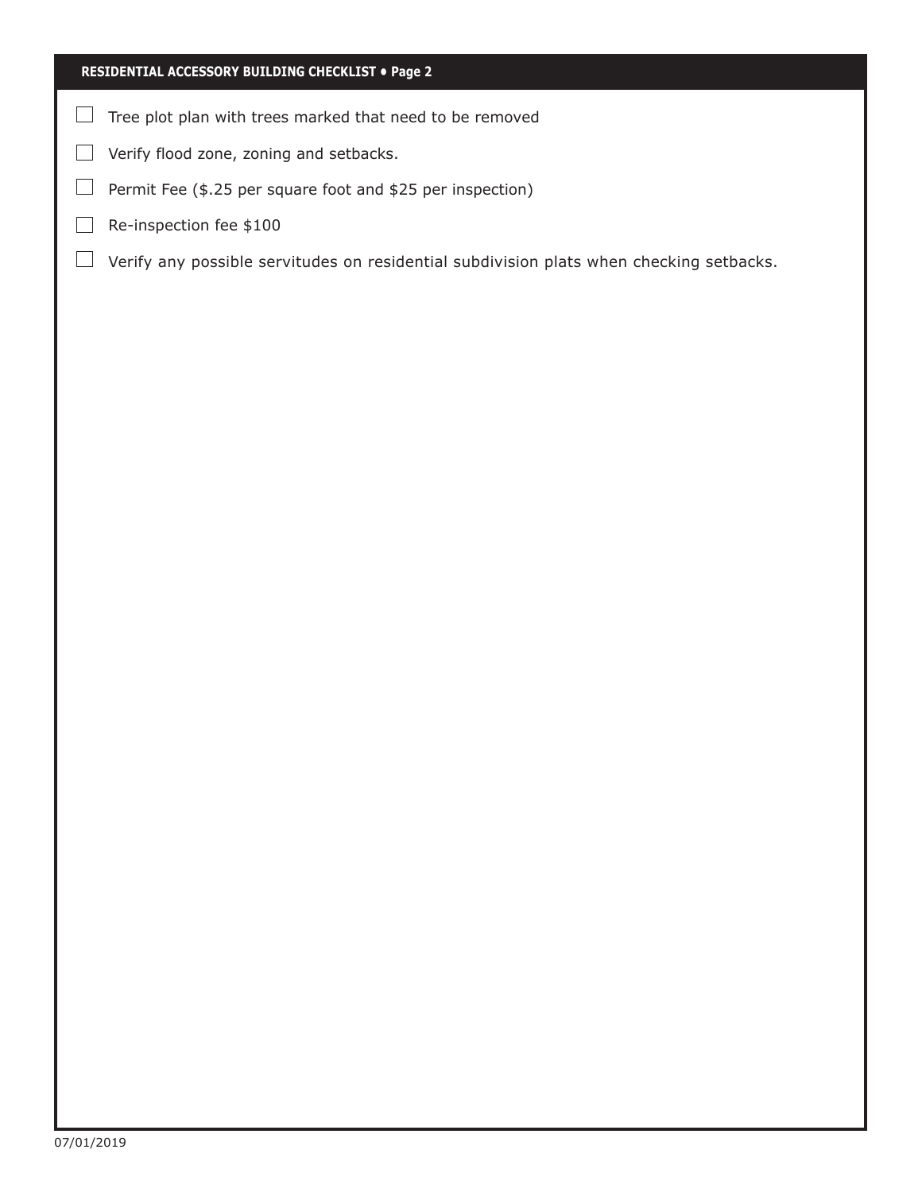## RESIDENTIAL ACCESSORY BUILDING CHECKLIST • Page 2

- [ ] Tree plot plan with trees marked that need to be removed
- [ ] Verify flood zone, zoning and setbacks.
- [ ] Permit Fee ($.25 per square foot and $25 per inspection)
- [ ] Re-inspection fee $100
- [ ] Verify any possible servitudes on residential subdivision plats when checking setbacks.

07/01/2019